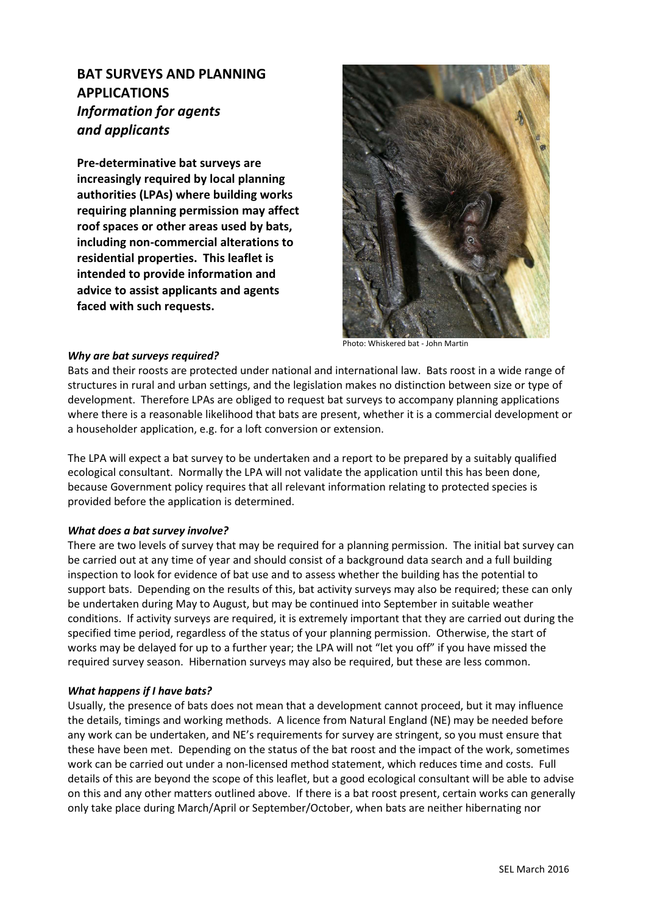# BAT SURVEYS AND PLANNING APPLICATIONS

## *Information for agents and applicants*

**Pre-determinative bat surveys are increasingly required by local planning authorities (LPAs) where building works requiring planning permission may affect roof spaces or other areas used by bats, including non-commercial alterations to residential properties. This leaflet is intended to provide information and advice to assist applicants and agents faced with such requests.**

Photo: Whiskered bat - John Martin

### *Why are bat surveys required?*

Bats and their roosts are protected under national and international law. Bats roost in a wide range of structures in rural and urban settings, and the legislation makes no distinction between size or type of development. Therefore LPAs are obliged to request bat surveys to accompany planning applications where there is a reasonable likelihood that bats are present, whether it is a commercial development or a householder application, e.g. for a loft conversion or extension.

The LPA will expect a bat survey to be undertaken and a report to be prepared by a suitably qualified ecological consultant. Normally the LPA will not validate the application until this has been done, because Government policy requires that all relevant information relating to protected species is provided before the application is determined.

### *What does a bat survey involve?*

There are two levels of survey that may be required for a planning permission. The initial bat survey can be carried out at any time of year and should consist of a background data search and a full building inspection to look for evidence of bat use and to assess whether the building has the potential to support bats. Depending on the results of this, bat activity surveys may also be required; these can only be undertaken during May to August, but may be continued into September in suitable weather conditions. If activity surveys are required, it is extremely important that they are carried out during the specified time period, regardless of the status of your planning permission. Otherwise, the start of works may be delayed for up to a further year; the LPA will not "let you off" if you have missed the required survey season. Hibernation surveys may also be required, but these are less common.

### *What happens if I have bats?*

Usually, the presence of bats does not mean that a development cannot proceed, but it may influence the details, timings and working methods. A licence from Natural England (NE) may be needed before any work can be undertaken, and NE's requirements for survey are stringent, so you must ensure that these have been met. Depending on the status of the bat roost and the impact of the work, sometimes work can be carried out under a non-licensed method statement, which reduces time and costs. Full details of this are beyond the scope of this leaflet, but a good ecological consultant will be able to advise on this and any other matters outlined above. If there is a bat roost present, certain works can generally only take place during March/April or September/October, when bats are neither hibernating nor

SEL March 2016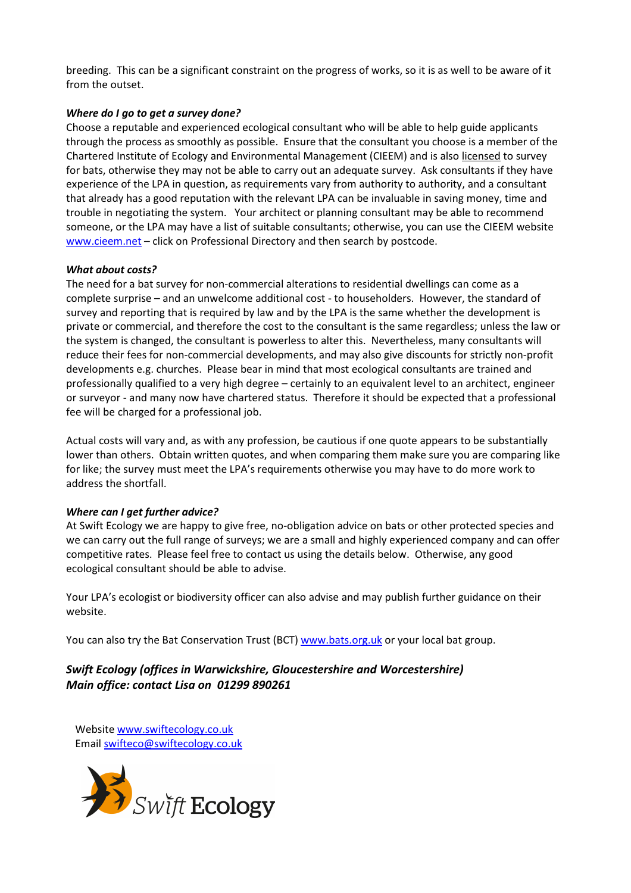breeding. This can be a significant constraint on the progress of works, so it is as well to be aware of it from the outset.

***Where do I go to get a survey done?***

Choose a reputable and experienced ecological consultant who will be able to help guide applicants through the process as smoothly as possible. Ensure that the consultant you choose is a member of the Chartered Institute of Ecology and Environmental Management (CIEEM) and is also licensed to survey for bats, otherwise they may not be able to carry out an adequate survey. Ask consultants if they have experience of the LPA in question, as requirements vary from authority to authority, and a consultant that already has a good reputation with the relevant LPA can be invaluable in saving money, time and trouble in negotiating the system. Your architect or planning consultant may be able to recommend someone, or the LPA may have a list of suitable consultants; otherwise, you can use the CIEEM website www.cieem.net – click on Professional Directory and then search by postcode.

***What about costs?***

The need for a bat survey for non-commercial alterations to residential dwellings can come as a complete surprise – and an unwelcome additional cost - to householders. However, the standard of survey and reporting that is required by law and by the LPA is the same whether the development is private or commercial, and therefore the cost to the consultant is the same regardless; unless the law or the system is changed, the consultant is powerless to alter this. Nevertheless, many consultants will reduce their fees for non-commercial developments, and may also give discounts for strictly non-profit developments e.g. churches. Please bear in mind that most ecological consultants are trained and professionally qualified to a very high degree – certainly to an equivalent level to an architect, engineer or surveyor - and many now have chartered status. Therefore it should be expected that a professional fee will be charged for a professional job.

Actual costs will vary and, as with any profession, be cautious if one quote appears to be substantially lower than others. Obtain written quotes, and when comparing them make sure you are comparing like for like; the survey must meet the LPA's requirements otherwise you may have to do more work to address the shortfall.

***Where can I get further advice?***

At Swift Ecology we are happy to give free, no-obligation advice on bats or other protected species and we can carry out the full range of surveys; we are a small and highly experienced company and can offer competitive rates. Please feel free to contact us using the details below. Otherwise, any good ecological consultant should be able to advise.

Your LPA's ecologist or biodiversity officer can also advise and may publish further guidance on their website.

You can also try the Bat Conservation Trust (BCT) www.bats.org.uk or your local bat group.

***Swift Ecology (offices in Warwickshire, Gloucestershire and Worcestershire)***
***Main office: contact Lisa on 01299 890261***

Website www.swiftecology.co.uk
Email swifteco@swiftecology.co.uk

Swift Ecology